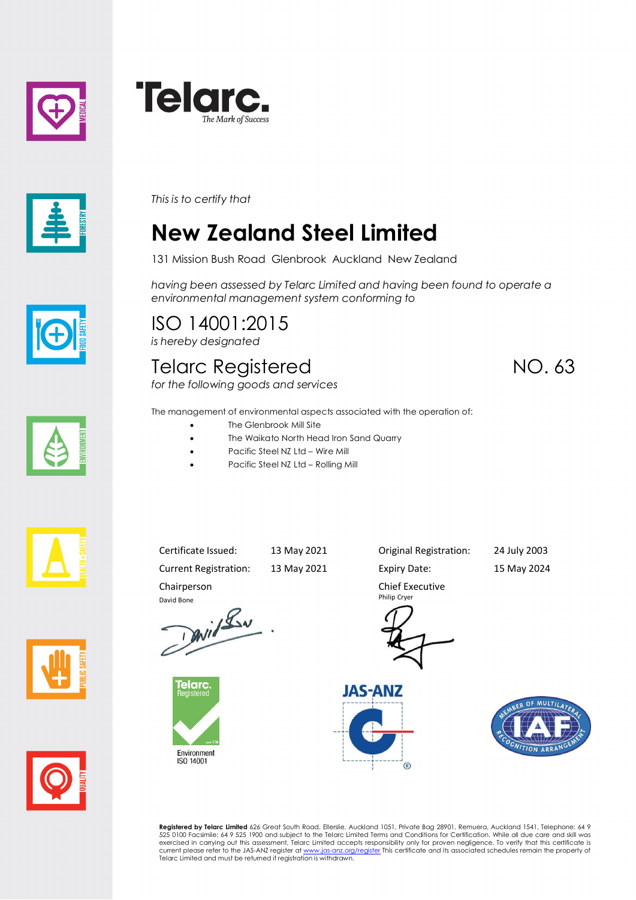# Telarc.

*The Mark of Success*

*This is to certify that*

# New Zealand Steel Limited

131 Mission Bush Road Glenbrook Auckland New Zealand

*having been assessed by Telarc Limited and having been found to operate a environmental management system conforming to*

## ISO 14001:2015

*is hereby designated*

## Telarc Registered NO. 63

*for the following goods and services*

The management of environmental aspects associated with the operation of:

- The Glenbrook Mill Site
- The Waikato North Head Iron Sand Quarry
- Pacific Steel NZ Ltd – Wire Mill
- Pacific Steel NZ Ltd – Rolling Mill

| | | | |
|---|---|---|---|
| Certificate Issued: | 13 May 2021 | Original Registration: | 24 July 2003 |
| Current Registration: | 13 May 2021 | Expiry Date: | 15 May 2024 |

Chairperson
David Bone

Chief Executive
Philip Cryer

Telarc. Registered
Environment ISO 14001

JAS-ANZ

Member of Multilateral Recognition Arrangement IAF

**Registered by Telarc Limited** 626 Great South Road, Ellerslie, Auckland 1051, Private Bag 28901, Remuera, Auckland 1541, Telephone: 64 9 525 0100 Facsimile: 64 9 525 1900 and subject to the Telarc Limited Terms and Conditions for Certification. While all due care and skill was exercised in carrying out this assessment, Telarc Limited accepts responsibility only for proven negligence. To verify that this certificate is current please refer to the JAS-ANZ register at www.jas-anz.org/register This certificate and its associated schedules remain the property of Telarc Limited and must be returned if registration is withdrawn.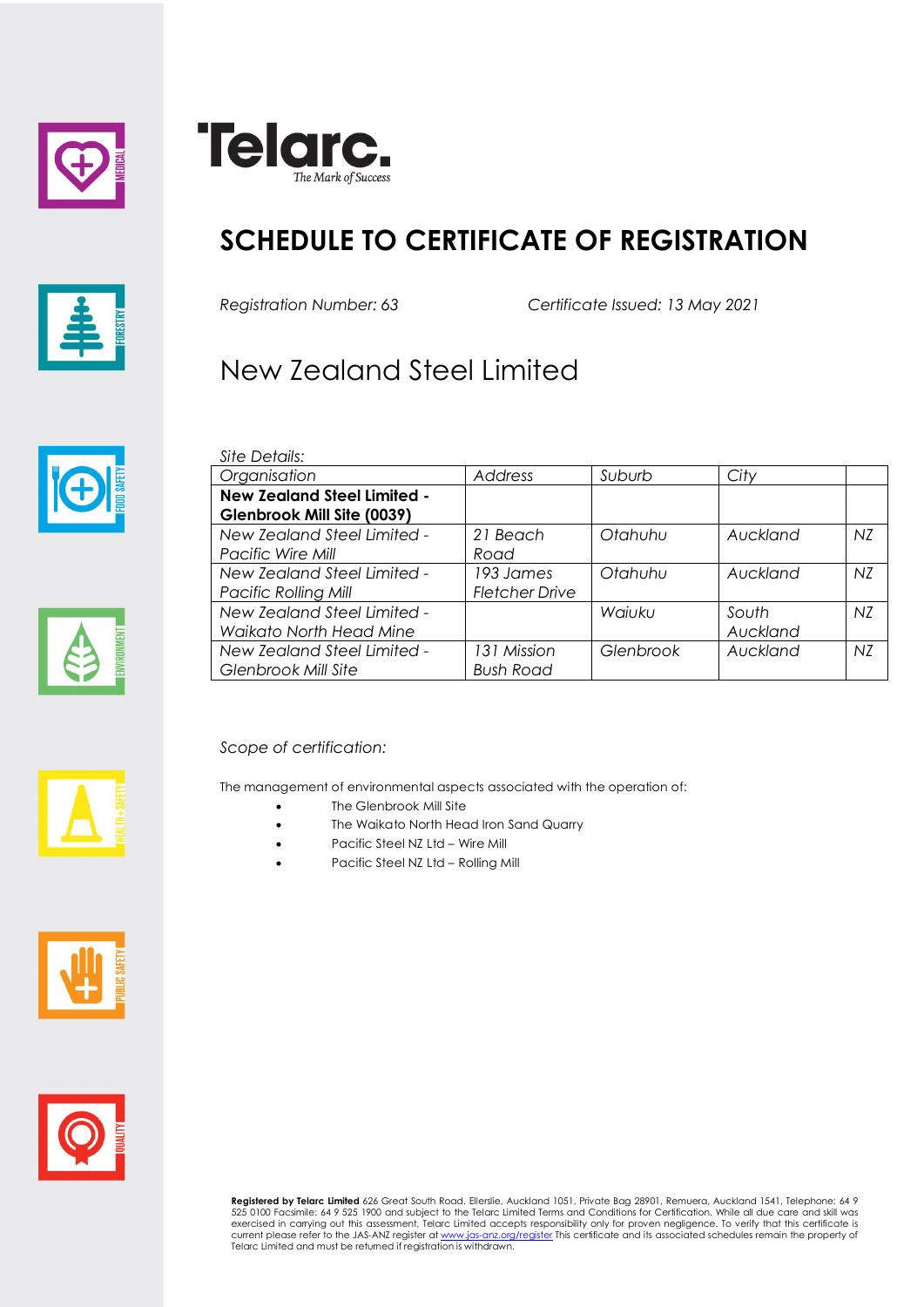Telarc.
The Mark of Success

# SCHEDULE TO CERTIFICATE OF REGISTRATION

*Registration Number: 63* *Certificate Issued: 13 May 2021*

## New Zealand Steel Limited

*Site Details:*

| *Organisation* | *Address* | *Suburb* | *City* | |
|---|---|---|---|---|
| **New Zealand Steel Limited - Glenbrook Mill Site (0039)** | | | | |
| *New Zealand Steel Limited - Pacific Wire Mill* | *21 Beach Road* | *Otahuhu* | *Auckland* | *NZ* |
| *New Zealand Steel Limited - Pacific Rolling Mill* | *193 James Fletcher Drive* | *Otahuhu* | *Auckland* | *NZ* |
| *New Zealand Steel Limited - Waikato North Head Mine* | | *Waiuku* | *South Auckland* | *NZ* |
| *New Zealand Steel Limited - Glenbrook Mill Site* | *131 Mission Bush Road* | *Glenbrook* | *Auckland* | *NZ* |

*Scope of certification:*

The management of environmental aspects associated with the operation of:

- The Glenbrook Mill Site
- The Waikato North Head Iron Sand Quarry
- Pacific Steel NZ Ltd – Wire Mill
- Pacific Steel NZ Ltd – Rolling Mill

**Registered by Telarc Limited** 626 Great South Road, Ellerslie, Auckland 1051, Private Bag 28901, Remuera, Auckland 1541, Telephone: 64 9 525 0100 Facsimile: 64 9 525 1900 and subject to the Telarc Limited Terms and Conditions for Certification. While all due care and skill was exercised in carrying out this assessment, Telarc Limited accepts responsibility only for proven negligence. To verify that this certificate is current please refer to the JAS-ANZ register at www.jas-anz.org/register This certificate and its associated schedules remain the property of Telarc Limited and must be returned if registration is withdrawn.